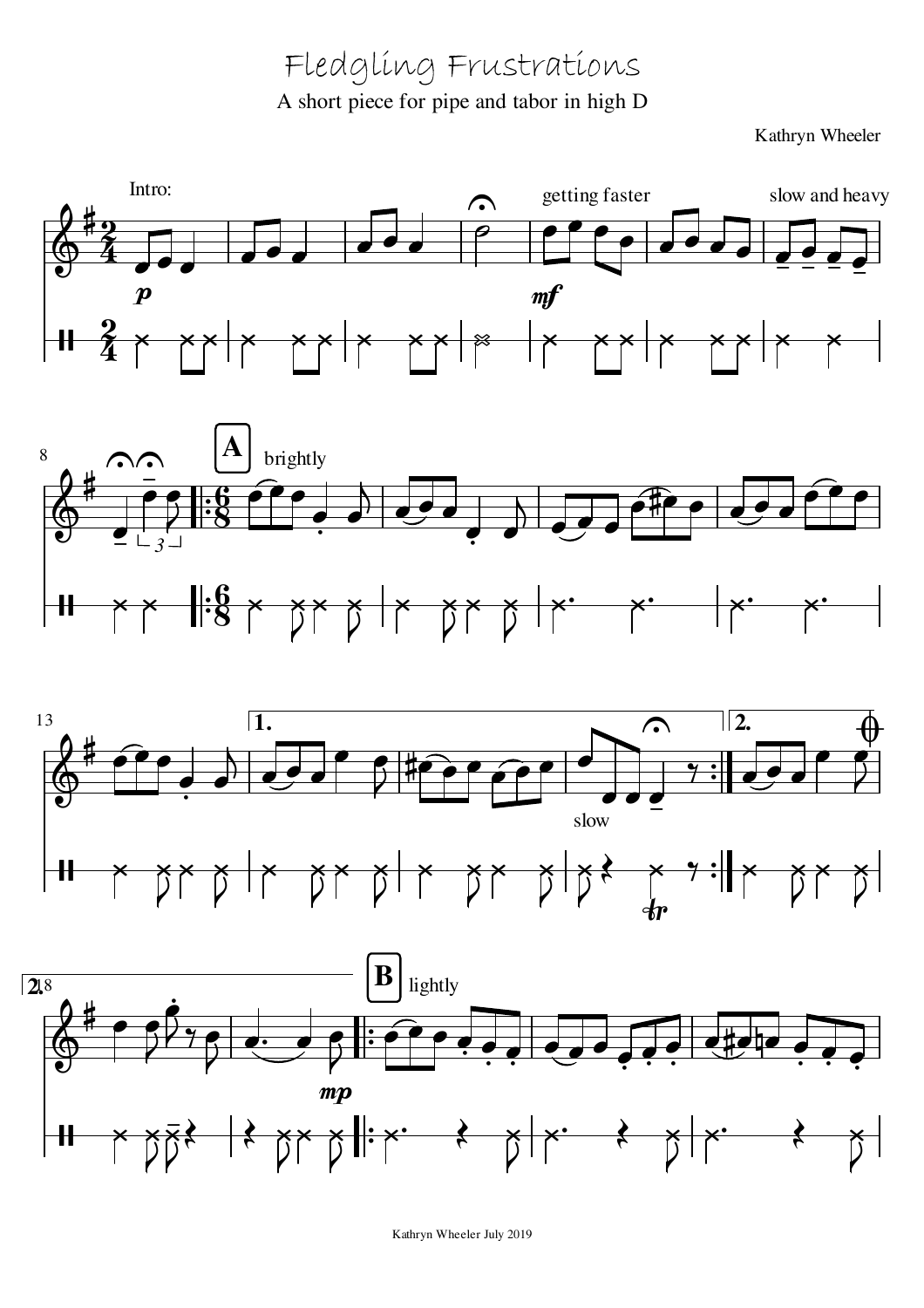# Fledgling Frustrations

A short piece for pipe and tabor in high D

Kathryn Wheeler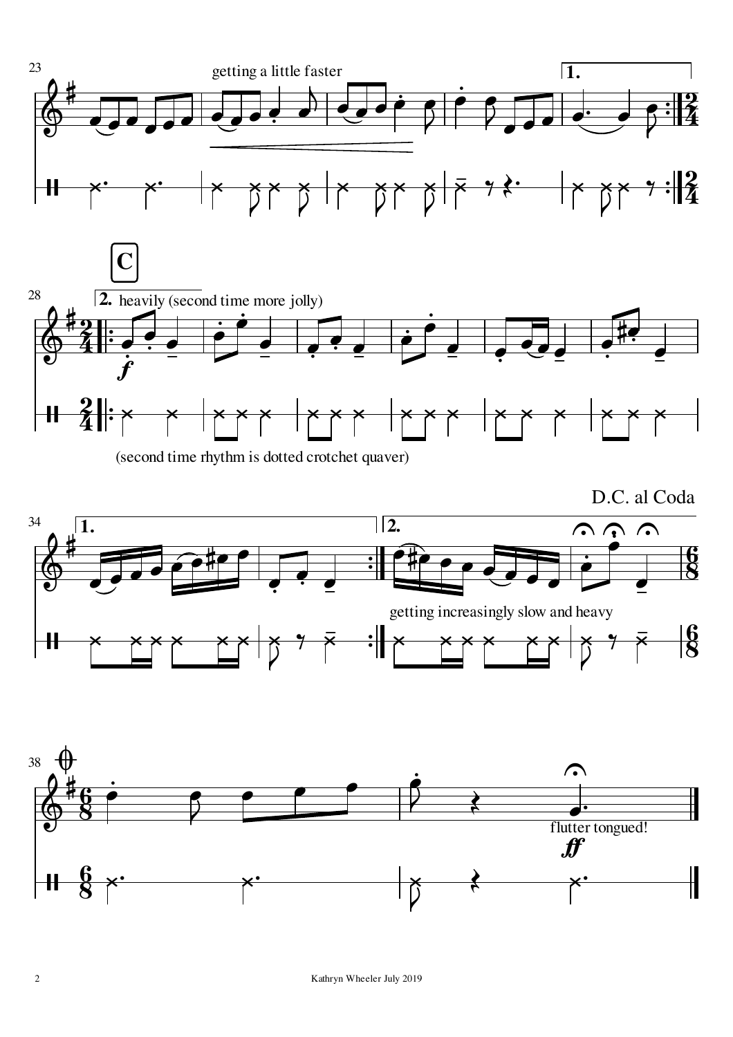getting a little faster

C

heavily (second time more jolly)

(second time rhythm is dotted crotchet quaver)

D.C. al Coda

getting increasingly slow and heavy

flutter tongued!